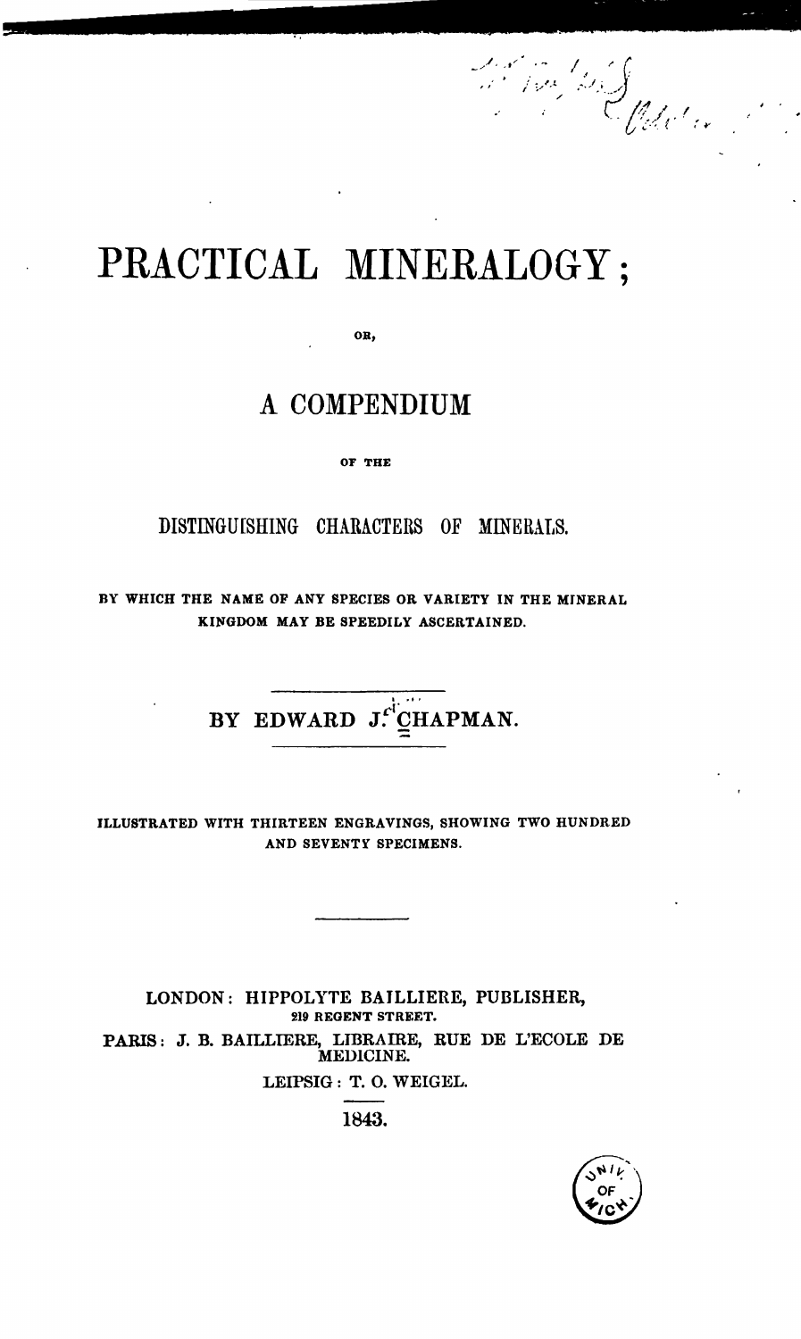# PRACTICAL MINERALOGY;

OR,

## A COMPENDIUM

OF THE

### DISTINGUISHING CHARACTERS OF MINERALS.

BY WHICH THE NAME OF ANY SPECIES OR VARIETY IN THE MINERAL KINGDOM MAY BE SPEEDILY ASCERTAINED.

---

BY EDWARD J. CHAPMAN.

---

ILLUSTRATED WITH THIRTEEN ENGRAVINGS, SHOWING TWO HUNDRED AND SEVENTY SPECIMENS.

---

LONDON: HIPPOLYTE BAILLIERE, PUBLISHER,
219 REGENT STREET.
PARIS: J. B. BAILLIERE, LIBRAIRE, RUE DE L'ECOLE DE MEDICINE.
LEIPSIG: T. O. WEIGEL.

1843.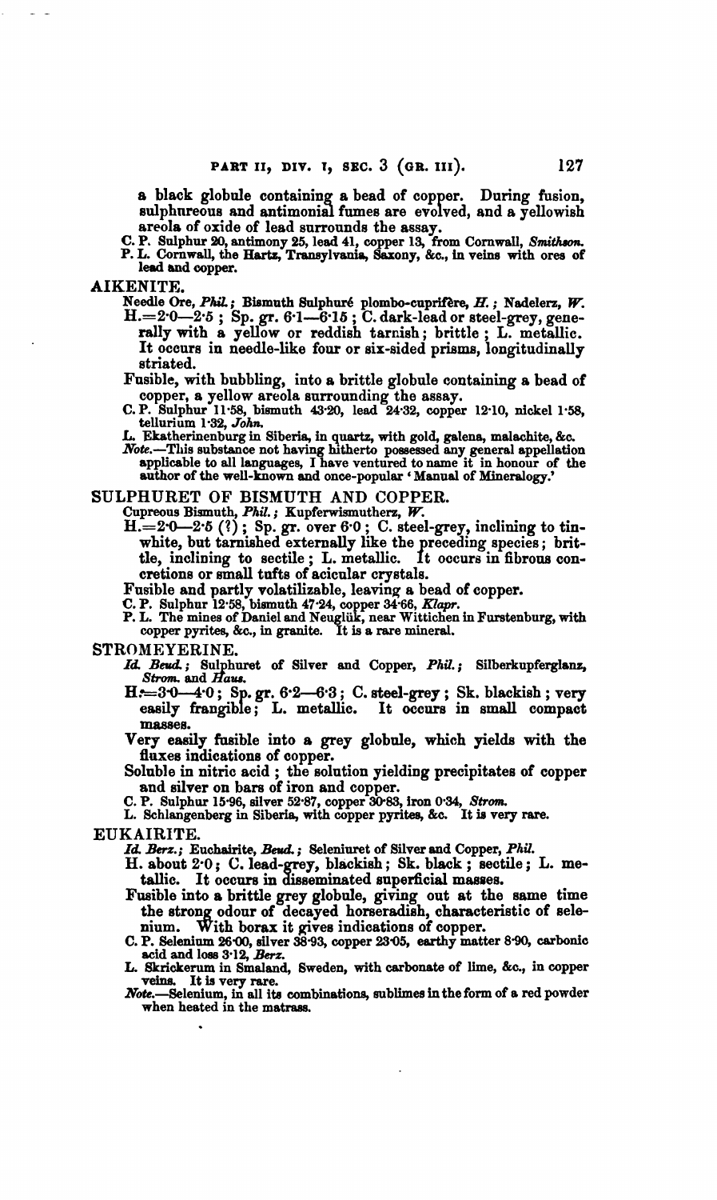a black globule containing a bead of copper. During fusion, sulphureous and antimonial fumes are evolved, and a yellowish areola of oxide of lead surrounds the assay.

C. P. Sulphur 20, antimony 25, lead 41, copper 13, from Cornwall, *Smithson*.

P. L. Cornwall, the Hartz, Transylvania, Saxony, &c., in veins with ores of lead and copper.

## AIKENITE.

Needle Ore, *Phil.*; Bismuth Sulphuré plombo-cuprifère, *H.*; Nadelerz, *W.*

H.=2·0—2·5; Sp. gr. 6·1—6·15; C. dark-lead or steel-grey, generally with a yellow or reddish tarnish; brittle; L. metallic. It occurs in needle-like four or six-sided prisms, longitudinally striated.

Fusible, with bubbling, into a brittle globule containing a bead of copper, a yellow areola surrounding the assay.

C. P. Sulphur 11·58, bismuth 43·20, lead 24·32, copper 12·10, nickel 1·58, tellurium 1·32, *John.*

L. Ekatherinenburg in Siberia, in quartz, with gold, galena, malachite, &c.

*Note.*—This substance not having hitherto possessed any general appellation applicable to all languages, I have ventured to name it in honour of the author of the well-known and once-popular 'Manual of Mineralogy.'

## SULPHURET OF BISMUTH AND COPPER.

Cupreous Bismuth, *Phil.*; Kupferwismutherz, *W.*

H.=2·0—2·5 (?); Sp. gr. over 6·0; C. steel-grey, inclining to tin-white, but tarnished externally like the preceding species; brittle, inclining to sectile; L. metallic. It occurs in fibrous concretions or small tufts of acicular crystals.

Fusible and partly volatilizable, leaving a bead of copper.

C. P. Sulphur 12·58, bismuth 47·24, copper 34·66, *Klapr.*

P. L. The mines of Daniel and Neuglük, near Wittichen in Furstenburg, with copper pyrites, &c., in granite. It is a rare mineral.

## STROMEYERINE.

*Id. Beud.*; Sulphuret of Silver and Copper, *Phil.*; Silberkupferglanz, *Strom.* and *Haus.*

H.=3·0—4·0; Sp. gr. 6·2—6·3; C. steel-grey; Sk. blackish; very easily frangible; L. metallic. It occurs in small compact masses.

Very easily fusible into a grey globule, which yields with the fluxes indications of copper.

Soluble in nitric acid; the solution yielding precipitates of copper and silver on bars of iron and copper.

C. P. Sulphur 15·96, silver 52·87, copper 30·83, iron 0·34, *Strom.*

L. Schlangenberg in Siberia, with copper pyrites, &c. It is very rare.

## EUKAIRITE.

*Id. Berz.*; Euchairite, *Beud.*; Seleniuret of Silver and Copper, *Phil.*

H. about 2·0; C. lead-grey, blackish; Sk. black; sectile; L. metallic. It occurs in disseminated superficial masses.

Fusible into a brittle grey globule, giving out at the same time the strong odour of decayed horseradish, characteristic of selenium. With borax it gives indications of copper.

C. P. Selenium 26·00, silver 38·93, copper 23·05, earthy matter 8·90, carbonic acid and loss 3·12, *Berz.*

L. Skrickerum in Smaland, Sweden, with carbonate of lime, &c., in copper veins. It is very rare.

*Note.*—Selenium, in all its combinations, sublimes in the form of a red powder when heated in the matrass.